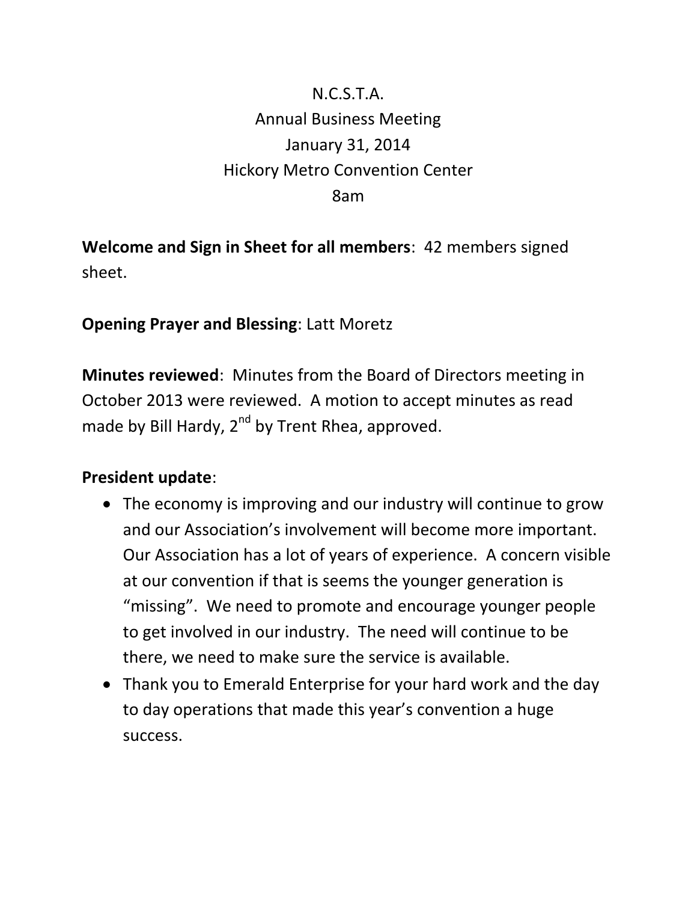N.C.S.T.A.
Annual Business Meeting
January 31, 2014
Hickory Metro Convention Center
8am

**Welcome and Sign in Sheet for all members**: 42 members signed sheet.

**Opening Prayer and Blessing**: Latt Moretz

**Minutes reviewed**: Minutes from the Board of Directors meeting in October 2013 were reviewed. A motion to accept minutes as read made by Bill Hardy, 2nd by Trent Rhea, approved.

**President update**:

- The economy is improving and our industry will continue to grow and our Association's involvement will become more important. Our Association has a lot of years of experience. A concern visible at our convention if that is seems the younger generation is "missing". We need to promote and encourage younger people to get involved in our industry. The need will continue to be there, we need to make sure the service is available.
- Thank you to Emerald Enterprise for your hard work and the day to day operations that made this year's convention a huge success.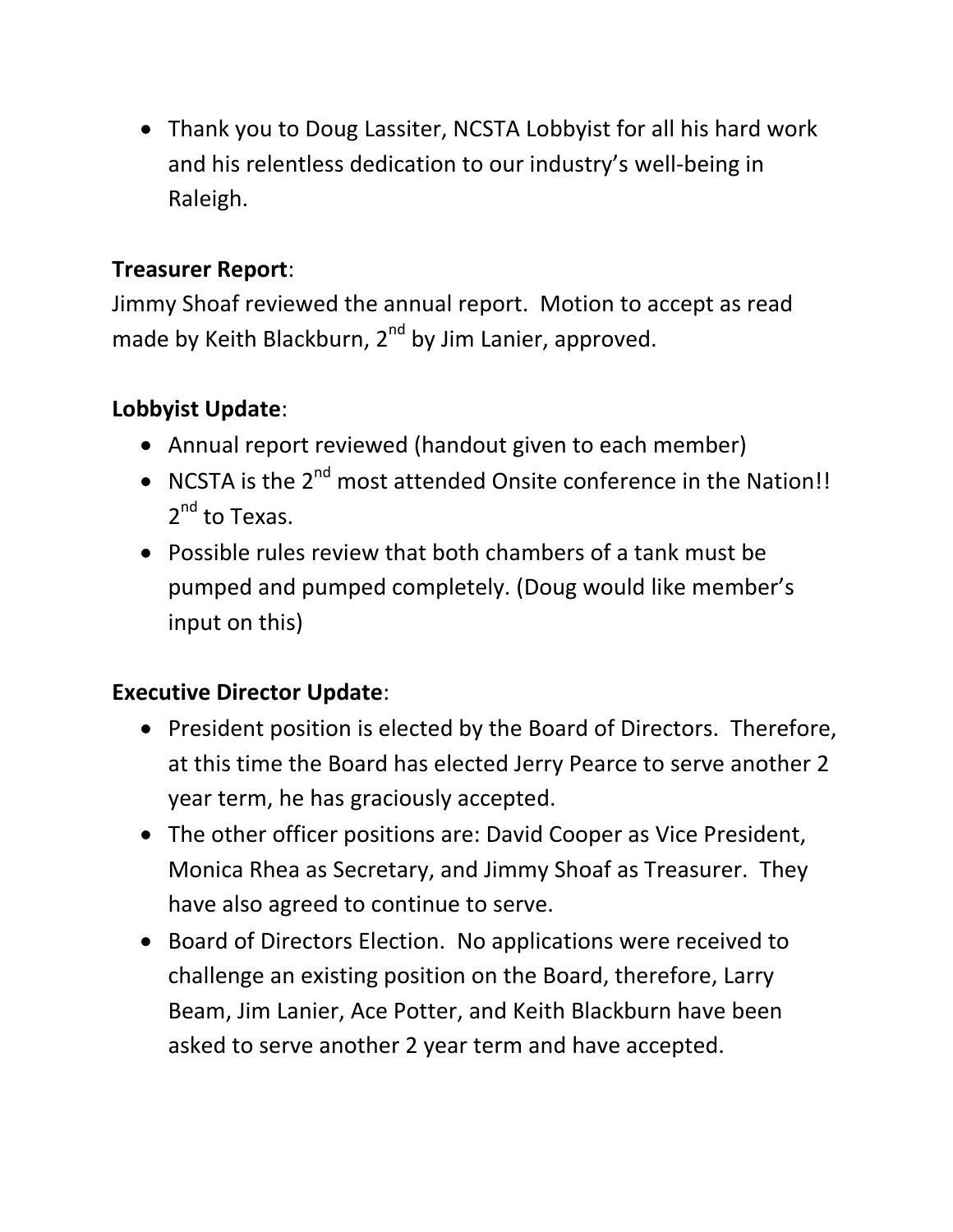- Thank you to Doug Lassiter, NCSTA Lobbyist for all his hard work and his relentless dedication to our industry's well-being in Raleigh.

**Treasurer Report**:
Jimmy Shoaf reviewed the annual report. Motion to accept as read made by Keith Blackburn, 2nd by Jim Lanier, approved.

**Lobbyist Update**:

- Annual report reviewed (handout given to each member)
- NCSTA is the 2nd most attended Onsite conference in the Nation!! 2nd to Texas.
- Possible rules review that both chambers of a tank must be pumped and pumped completely. (Doug would like member's input on this)

**Executive Director Update**:

- President position is elected by the Board of Directors. Therefore, at this time the Board has elected Jerry Pearce to serve another 2 year term, he has graciously accepted.
- The other officer positions are: David Cooper as Vice President, Monica Rhea as Secretary, and Jimmy Shoaf as Treasurer. They have also agreed to continue to serve.
- Board of Directors Election. No applications were received to challenge an existing position on the Board, therefore, Larry Beam, Jim Lanier, Ace Potter, and Keith Blackburn have been asked to serve another 2 year term and have accepted.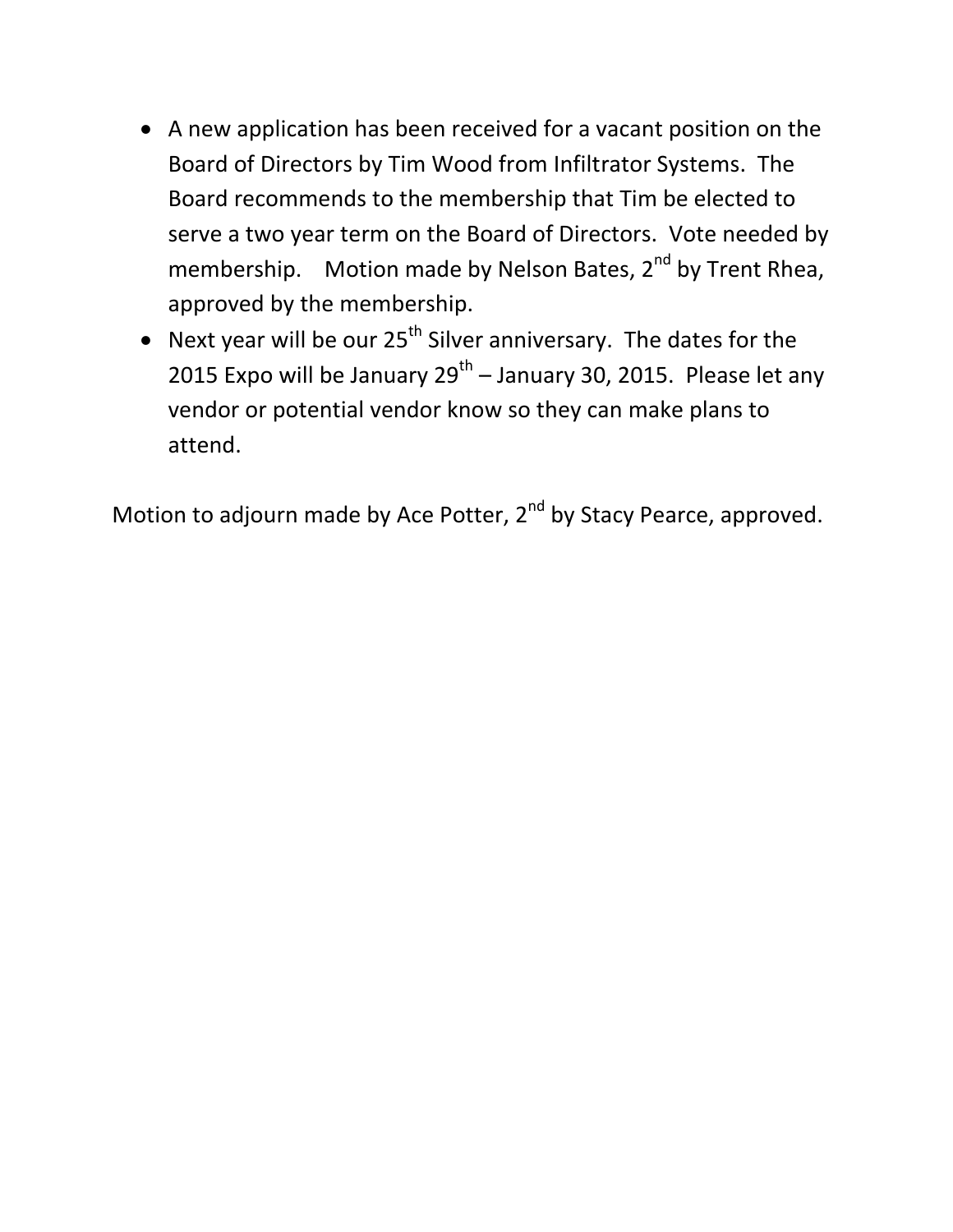- A new application has been received for a vacant position on the Board of Directors by Tim Wood from Infiltrator Systems. The Board recommends to the membership that Tim be elected to serve a two year term on the Board of Directors. Vote needed by membership. Motion made by Nelson Bates, 2nd by Trent Rhea, approved by the membership.
- Next year will be our 25th Silver anniversary. The dates for the 2015 Expo will be January 29th – January 30, 2015. Please let any vendor or potential vendor know so they can make plans to attend.

Motion to adjourn made by Ace Potter, 2nd by Stacy Pearce, approved.